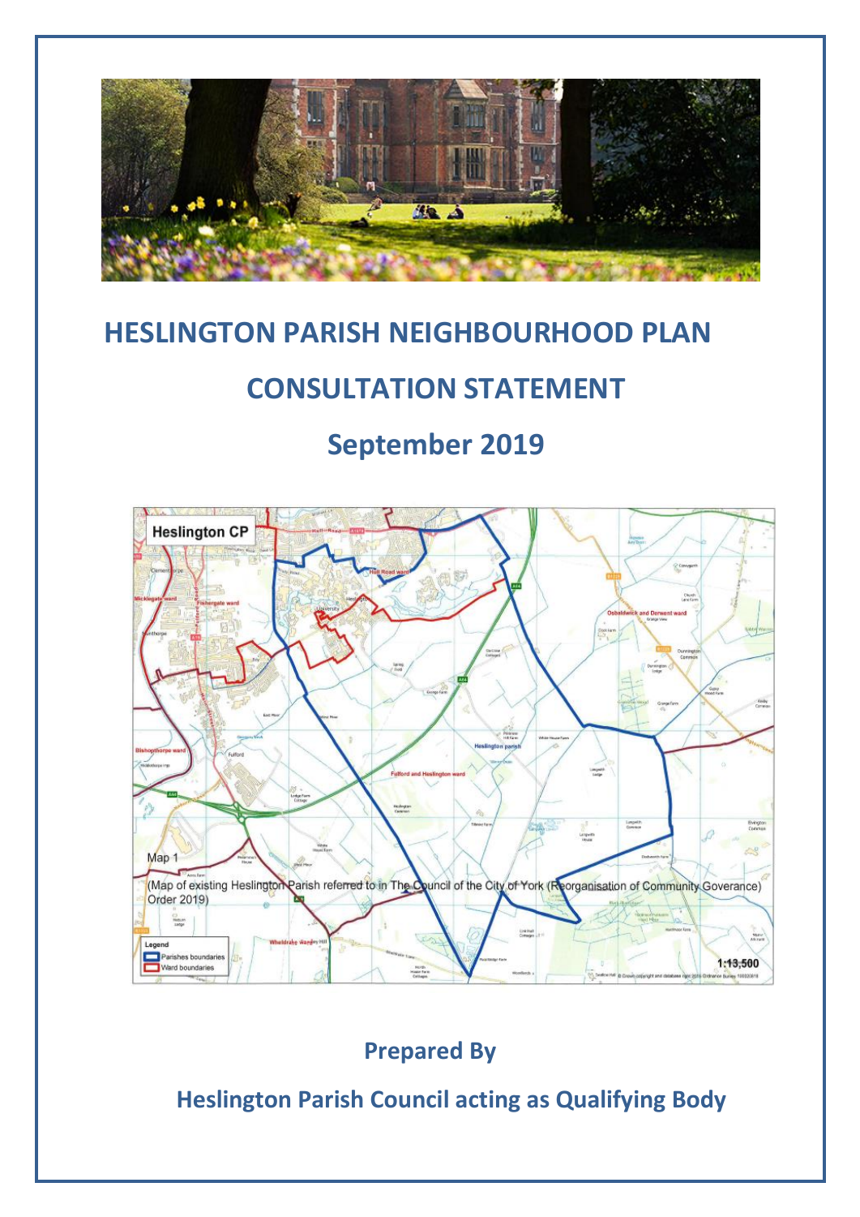# HESLINGTON PARISH NEIGHBOURHOOD PLAN

# CONSULTATION STATEMENT

## September 2019

Map 1

(Map of existing Heslington Parish referred to in The Council of the City of York (Reorganisation of Community Goverance) Order 2019)

**Prepared By**

**Heslington Parish Council acting as Qualifying Body**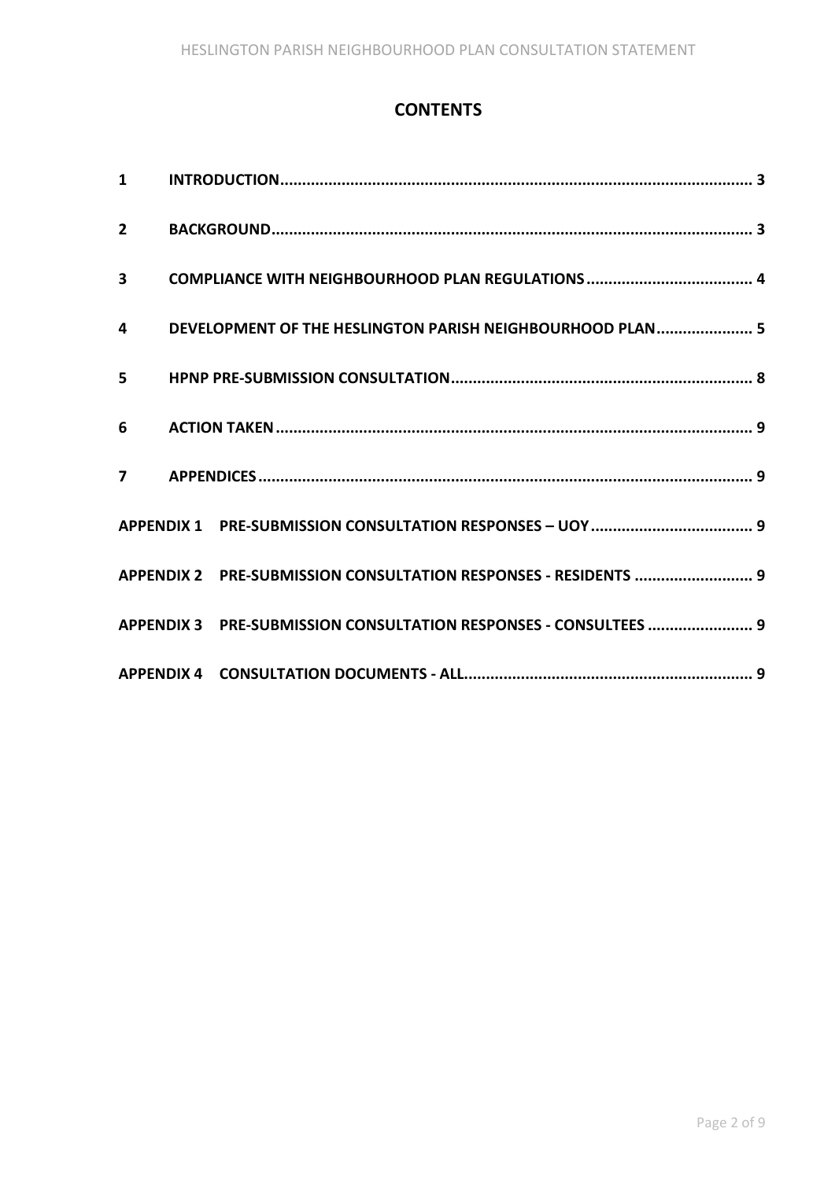# CONTENTS

| | | |
|---|---|---|
| 1 | INTRODUCTION | 3 |
| 2 | BACKGROUND | 3 |
| 3 | COMPLIANCE WITH NEIGHBOURHOOD PLAN REGULATIONS | 4 |
| 4 | DEVELOPMENT OF THE HESLINGTON PARISH NEIGHBOURHOOD PLAN | 5 |
| 5 | HPNP PRE-SUBMISSION CONSULTATION | 8 |
| 6 | ACTION TAKEN | 9 |
| 7 | APPENDICES | 9 |
| APPENDIX 1 | PRE-SUBMISSION CONSULTATION RESPONSES – UOY | 9 |
| APPENDIX 2 | PRE-SUBMISSION CONSULTATION RESPONSES - RESIDENTS | 9 |
| APPENDIX 3 | PRE-SUBMISSION CONSULTATION RESPONSES - CONSULTEES | 9 |
| APPENDIX 4 | CONSULTATION DOCUMENTS - ALL | 9 |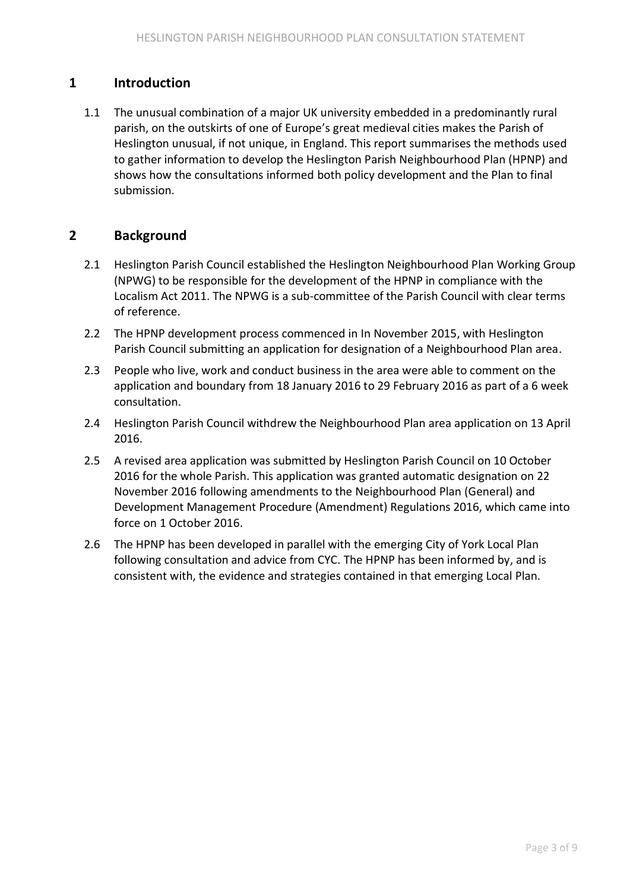## 1 Introduction

1.1 The unusual combination of a major UK university embedded in a predominantly rural parish, on the outskirts of one of Europe's great medieval cities makes the Parish of Heslington unusual, if not unique, in England. This report summarises the methods used to gather information to develop the Heslington Parish Neighbourhood Plan (HPNP) and shows how the consultations informed both policy development and the Plan to final submission.

## 2 Background

2.1 Heslington Parish Council established the Heslington Neighbourhood Plan Working Group (NPWG) to be responsible for the development of the HPNP in compliance with the Localism Act 2011. The NPWG is a sub-committee of the Parish Council with clear terms of reference.

2.2 The HPNP development process commenced in In November 2015, with Heslington Parish Council submitting an application for designation of a Neighbourhood Plan area.

2.3 People who live, work and conduct business in the area were able to comment on the application and boundary from 18 January 2016 to 29 February 2016 as part of a 6 week consultation.

2.4 Heslington Parish Council withdrew the Neighbourhood Plan area application on 13 April 2016.

2.5 A revised area application was submitted by Heslington Parish Council on 10 October 2016 for the whole Parish. This application was granted automatic designation on 22 November 2016 following amendments to the Neighbourhood Plan (General) and Development Management Procedure (Amendment) Regulations 2016, which came into force on 1 October 2016.

2.6 The HPNP has been developed in parallel with the emerging City of York Local Plan following consultation and advice from CYC. The HPNP has been informed by, and is consistent with, the evidence and strategies contained in that emerging Local Plan.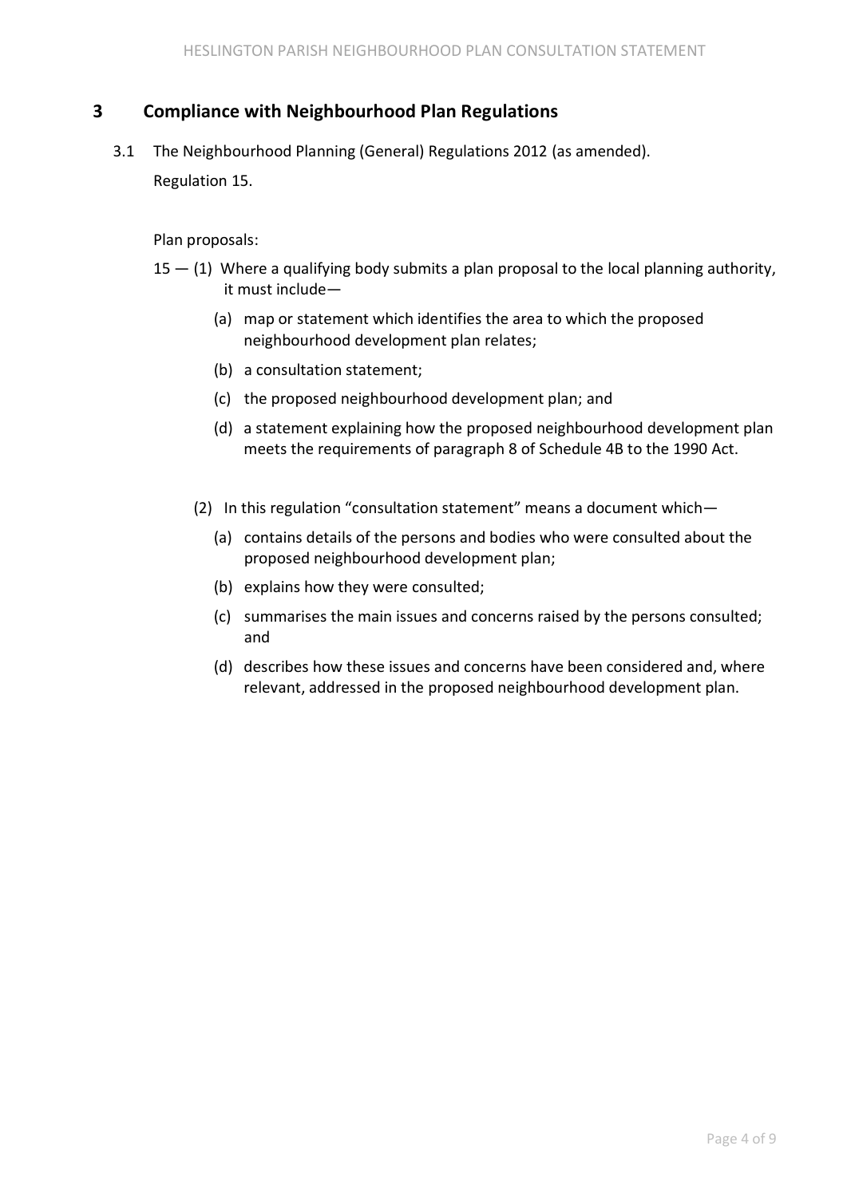## 3 Compliance with Neighbourhood Plan Regulations

3.1 The Neighbourhood Planning (General) Regulations 2012 (as amended).

Regulation 15.

Plan proposals:

15 — (1) Where a qualifying body submits a plan proposal to the local planning authority, it must include—

- (a) map or statement which identifies the area to which the proposed neighbourhood development plan relates;
- (b) a consultation statement;
- (c) the proposed neighbourhood development plan; and
- (d) a statement explaining how the proposed neighbourhood development plan meets the requirements of paragraph 8 of Schedule 4B to the 1990 Act.

(2) In this regulation "consultation statement" means a document which—

- (a) contains details of the persons and bodies who were consulted about the proposed neighbourhood development plan;
- (b) explains how they were consulted;
- (c) summarises the main issues and concerns raised by the persons consulted; and
- (d) describes how these issues and concerns have been considered and, where relevant, addressed in the proposed neighbourhood development plan.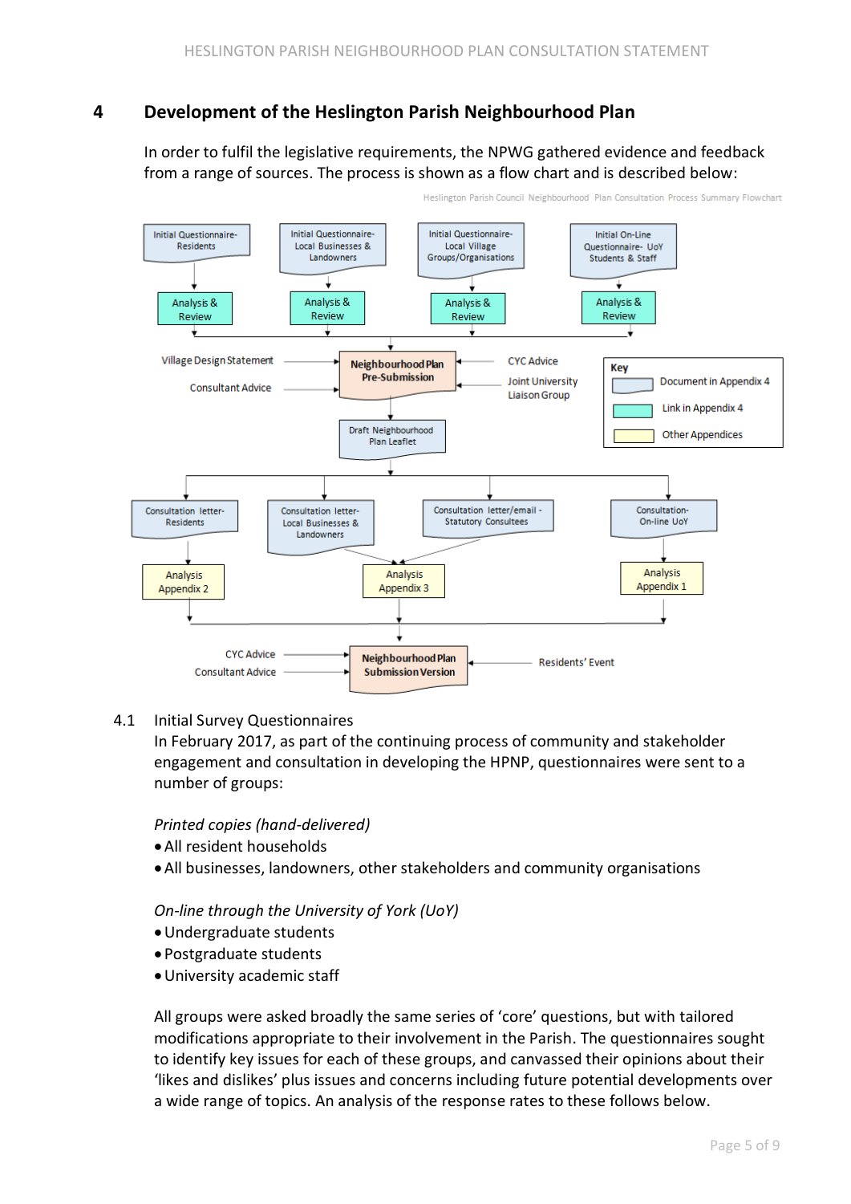## 4 Development of the Heslington Parish Neighbourhood Plan

In order to fulfil the legislative requirements, the NPWG gathered evidence and feedback from a range of sources. The process is shown as a flow chart and is described below:

Heslington Parish Council Neighbourhood Plan Consultation Process Summary Flowchart

- Initial Questionnaire- Residents → Analysis & Review
- Initial Questionnaire- Local Businesses & Landowners → Analysis & Review
- Initial Questionnaire- Local Village Groups/Organisations → Analysis & Review
- Initial On-Line Questionnaire- UoY Students & Staff → Analysis & Review

→ **Neighbourhood Plan Pre-Submission** (inputs: Village Design Statement; Consultant Advice; CYC Advice; Joint University Liaison Group)

→ Draft Neighbourhood Plan Leaflet

- Consultation letter- Residents → Analysis Appendix 2
- Consultation letter- Local Businesses & Landowners → Analysis Appendix 3
- Consultation letter/email - Statutory Consultees → Analysis Appendix 3
- Consultation- On-line UoY → Analysis Appendix 1

→ **Neighbourhood Plan Submission Version** (inputs: CYC Advice; Consultant Advice; Residents' Event)

Key:
- Document in Appendix 4
- Link in Appendix 4
- Other Appendices

4.1 Initial Survey Questionnaires

In February 2017, as part of the continuing process of community and stakeholder engagement and consultation in developing the HPNP, questionnaires were sent to a number of groups:

*Printed copies (hand-delivered)*

- All resident households
- All businesses, landowners, other stakeholders and community organisations

*On-line through the University of York (UoY)*

- Undergraduate students
- Postgraduate students
- University academic staff

All groups were asked broadly the same series of 'core' questions, but with tailored modifications appropriate to their involvement in the Parish. The questionnaires sought to identify key issues for each of these groups, and canvassed their opinions about their 'likes and dislikes' plus issues and concerns including future potential developments over a wide range of topics. An analysis of the response rates to these follows below.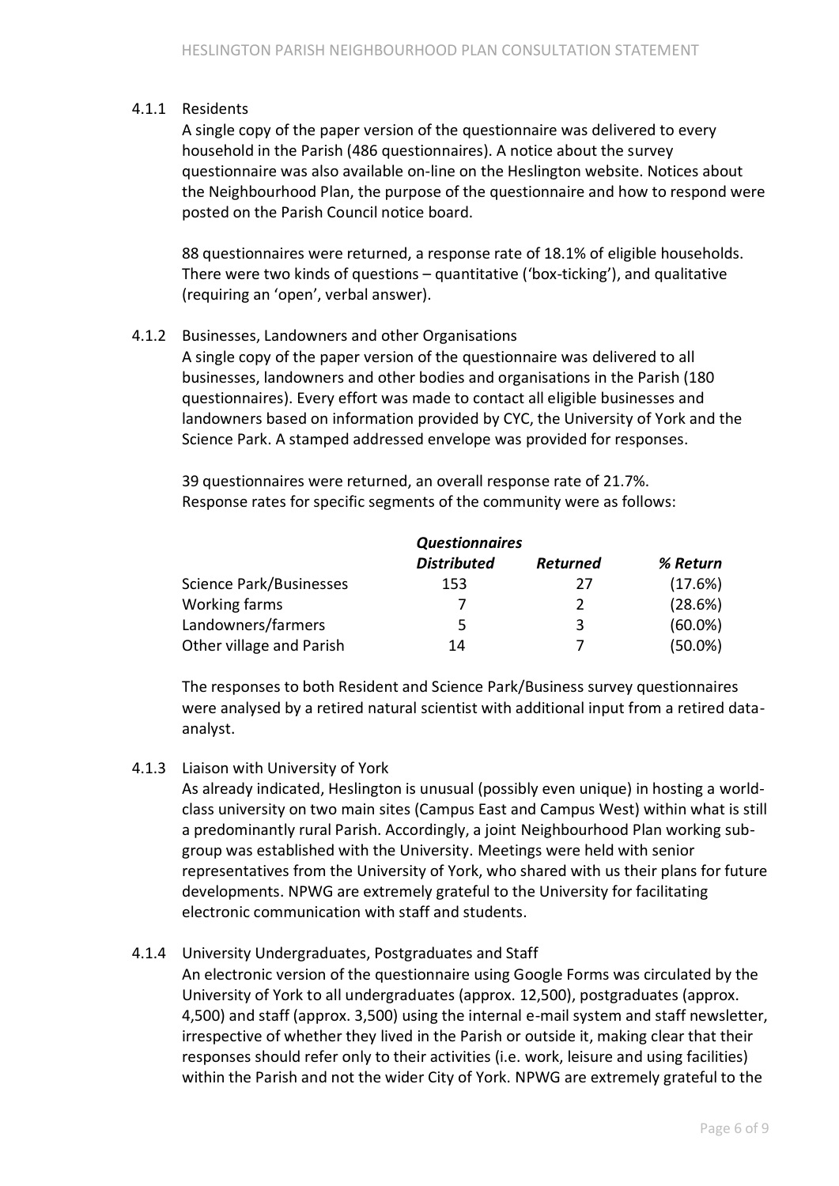#### 4.1.1 Residents

A single copy of the paper version of the questionnaire was delivered to every household in the Parish (486 questionnaires). A notice about the survey questionnaire was also available on-line on the Heslington website. Notices about the Neighbourhood Plan, the purpose of the questionnaire and how to respond were posted on the Parish Council notice board.

88 questionnaires were returned, a response rate of 18.1% of eligible households. There were two kinds of questions – quantitative ('box-ticking'), and qualitative (requiring an 'open', verbal answer).

#### 4.1.2 Businesses, Landowners and other Organisations

A single copy of the paper version of the questionnaire was delivered to all businesses, landowners and other bodies and organisations in the Parish (180 questionnaires). Every effort was made to contact all eligible businesses and landowners based on information provided by CYC, the University of York and the Science Park. A stamped addressed envelope was provided for responses.

39 questionnaires were returned, an overall response rate of 21.7%. Response rates for specific segments of the community were as follows:

| | *Questionnaires* | | |
|---|---|---|---|
| | ***Distributed*** | ***Returned*** | ***% Return*** |
| Science Park/Businesses | 153 | 27 | (17.6%) |
| Working farms | 7 | 2 | (28.6%) |
| Landowners/farmers | 5 | 3 | (60.0%) |
| Other village and Parish | 14 | 7 | (50.0%) |

The responses to both Resident and Science Park/Business survey questionnaires were analysed by a retired natural scientist with additional input from a retired data-analyst.

#### 4.1.3 Liaison with University of York

As already indicated, Heslington is unusual (possibly even unique) in hosting a world-class university on two main sites (Campus East and Campus West) within what is still a predominantly rural Parish. Accordingly, a joint Neighbourhood Plan working sub-group was established with the University. Meetings were held with senior representatives from the University of York, who shared with us their plans for future developments. NPWG are extremely grateful to the University for facilitating electronic communication with staff and students.

#### 4.1.4 University Undergraduates, Postgraduates and Staff

An electronic version of the questionnaire using Google Forms was circulated by the University of York to all undergraduates (approx. 12,500), postgraduates (approx. 4,500) and staff (approx. 3,500) using the internal e-mail system and staff newsletter, irrespective of whether they lived in the Parish or outside it, making clear that their responses should refer only to their activities (i.e. work, leisure and using facilities) within the Parish and not the wider City of York. NPWG are extremely grateful to the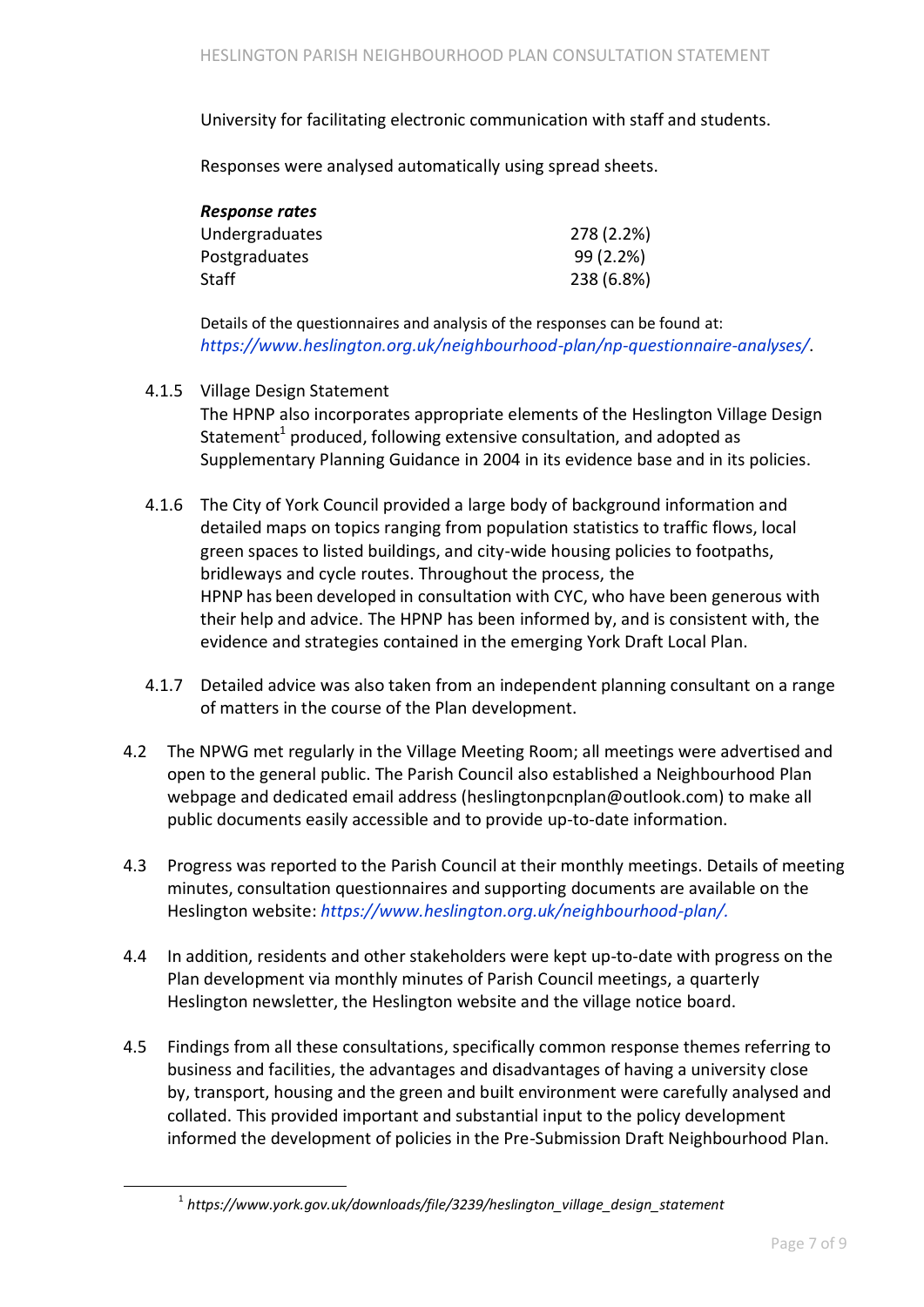University for facilitating electronic communication with staff and students.

Responses were analysed automatically using spread sheets.

***Response rates***

| | |
|---|---|
| Undergraduates | 278 (2.2%) |
| Postgraduates | 99 (2.2%) |
| Staff | 238 (6.8%) |

Details of the questionnaires and analysis of the responses can be found at: *https://www.heslington.org.uk/neighbourhood-plan/np-questionnaire-analyses/*.

4.1.5 Village Design Statement
The HPNP also incorporates appropriate elements of the Heslington Village Design Statement[1] produced, following extensive consultation, and adopted as Supplementary Planning Guidance in 2004 in its evidence base and in its policies.

4.1.6 The City of York Council provided a large body of background information and detailed maps on topics ranging from population statistics to traffic flows, local green spaces to listed buildings, and city-wide housing policies to footpaths, bridleways and cycle routes. Throughout the process, the HPNP has been developed in consultation with CYC, who have been generous with their help and advice. The HPNP has been informed by, and is consistent with, the evidence and strategies contained in the emerging York Draft Local Plan.

4.1.7 Detailed advice was also taken from an independent planning consultant on a range of matters in the course of the Plan development.

4.2 The NPWG met regularly in the Village Meeting Room; all meetings were advertised and open to the general public. The Parish Council also established a Neighbourhood Plan webpage and dedicated email address (heslingtonpcnplan@outlook.com) to make all public documents easily accessible and to provide up-to-date information.

4.3 Progress was reported to the Parish Council at their monthly meetings. Details of meeting minutes, consultation questionnaires and supporting documents are available on the Heslington website: *https://www.heslington.org.uk/neighbourhood-plan/.*

4.4 In addition, residents and other stakeholders were kept up-to-date with progress on the Plan development via monthly minutes of Parish Council meetings, a quarterly Heslington newsletter, the Heslington website and the village notice board.

4.5 Findings from all these consultations, specifically common response themes referring to business and facilities, the advantages and disadvantages of having a university close by, transport, housing and the green and built environment were carefully analysed and collated. This provided important and substantial input to the policy development informed the development of policies in the Pre-Submission Draft Neighbourhood Plan.

[1] *https://www.york.gov.uk/downloads/file/3239/heslington_village_design_statement*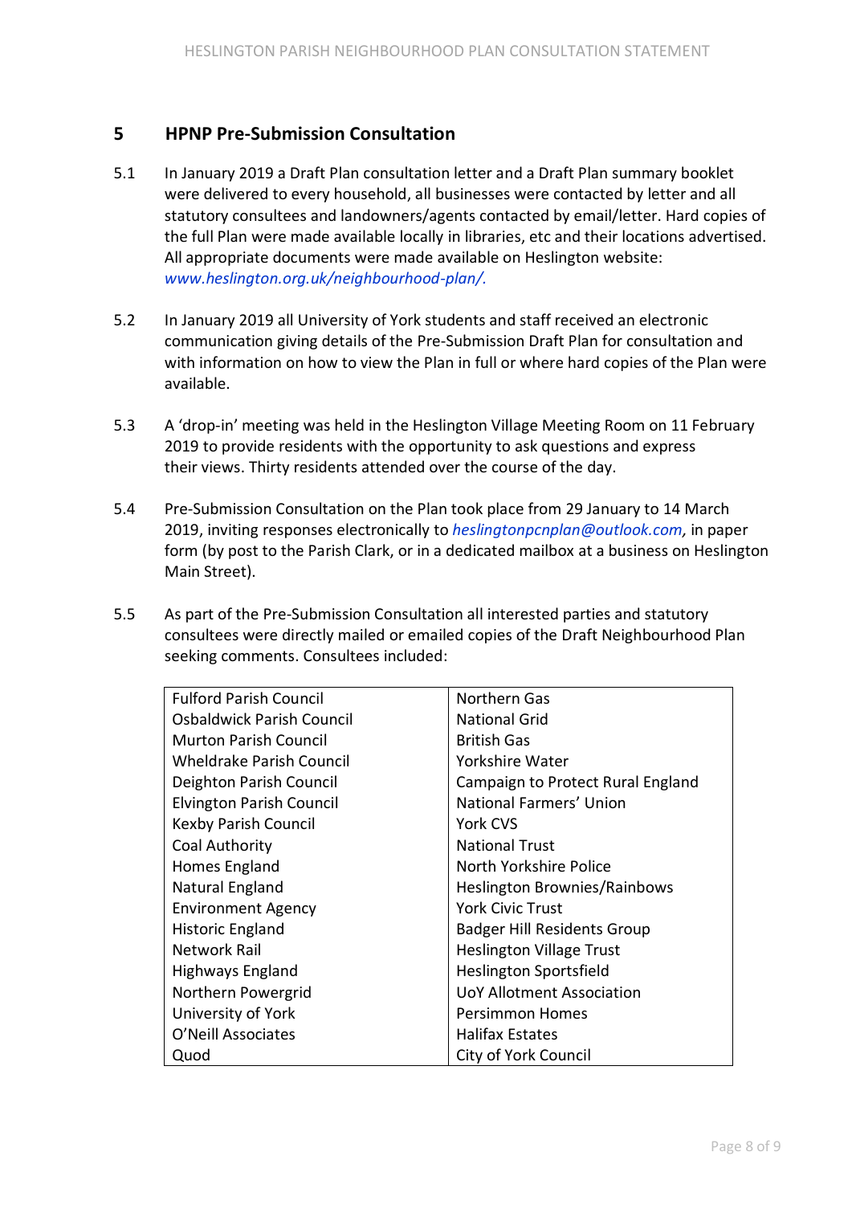## 5 HPNP Pre-Submission Consultation

5.1 In January 2019 a Draft Plan consultation letter and a Draft Plan summary booklet were delivered to every household, all businesses were contacted by letter and all statutory consultees and landowners/agents contacted by email/letter. Hard copies of the full Plan were made available locally in libraries, etc and their locations advertised. All appropriate documents were made available on Heslington website: *www.heslington.org.uk/neighbourhood-plan/.*

5.2 In January 2019 all University of York students and staff received an electronic communication giving details of the Pre-Submission Draft Plan for consultation and with information on how to view the Plan in full or where hard copies of the Plan were available.

5.3 A 'drop-in' meeting was held in the Heslington Village Meeting Room on 11 February 2019 to provide residents with the opportunity to ask questions and express their views. Thirty residents attended over the course of the day.

5.4 Pre-Submission Consultation on the Plan took place from 29 January to 14 March 2019, inviting responses electronically to *heslingtonpcnplan@outlook.com*, in paper form (by post to the Parish Clark, or in a dedicated mailbox at a business on Heslington Main Street).

5.5 As part of the Pre-Submission Consultation all interested parties and statutory consultees were directly mailed or emailed copies of the Draft Neighbourhood Plan seeking comments. Consultees included:

| | |
|---|---|
| Fulford Parish Council | Northern Gas |
| Osbaldwick Parish Council | National Grid |
| Murton Parish Council | British Gas |
| Wheldrake Parish Council | Yorkshire Water |
| Deighton Parish Council | Campaign to Protect Rural England |
| Elvington Parish Council | National Farmers' Union |
| Kexby Parish Council | York CVS |
| Coal Authority | National Trust |
| Homes England | North Yorkshire Police |
| Natural England | Heslington Brownies/Rainbows |
| Environment Agency | York Civic Trust |
| Historic England | Badger Hill Residents Group |
| Network Rail | Heslington Village Trust |
| Highways England | Heslington Sportsfield |
| Northern Powergrid | UoY Allotment Association |
| University of York | Persimmon Homes |
| O'Neill Associates | Halifax Estates |
| Quod | City of York Council |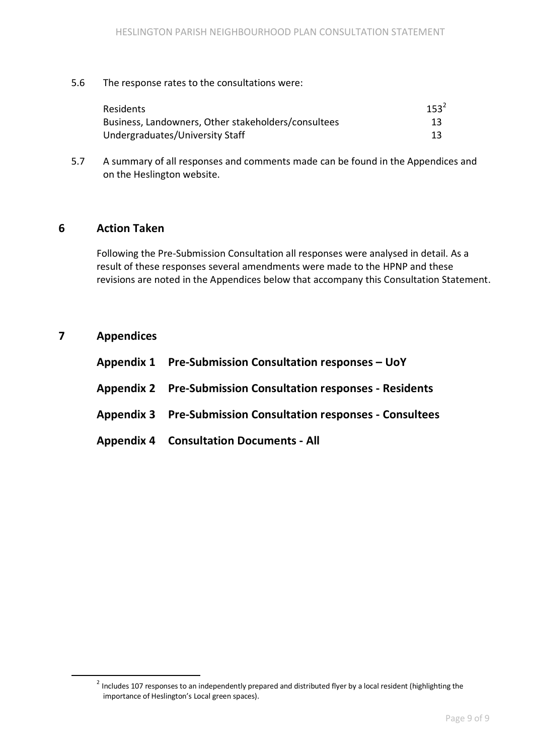5.6 The response rates to the consultations were:

| | |
|---|---|
| Residents | 153[2] |
| Business, Landowners, Other stakeholders/consultees | 13 |
| Undergraduates/University Staff | 13 |

5.7 A summary of all responses and comments made can be found in the Appendices and on the Heslington website.

## 6 Action Taken

Following the Pre-Submission Consultation all responses were analysed in detail. As a result of these responses several amendments were made to the HPNP and these revisions are noted in the Appendices below that accompany this Consultation Statement.

## 7 Appendices

**Appendix 1 Pre-Submission Consultation responses – UoY**

**Appendix 2 Pre-Submission Consultation responses - Residents**

**Appendix 3 Pre-Submission Consultation responses - Consultees**

**Appendix 4 Consultation Documents - All**

[2] Includes 107 responses to an independently prepared and distributed flyer by a local resident (highlighting the importance of Heslington's Local green spaces).